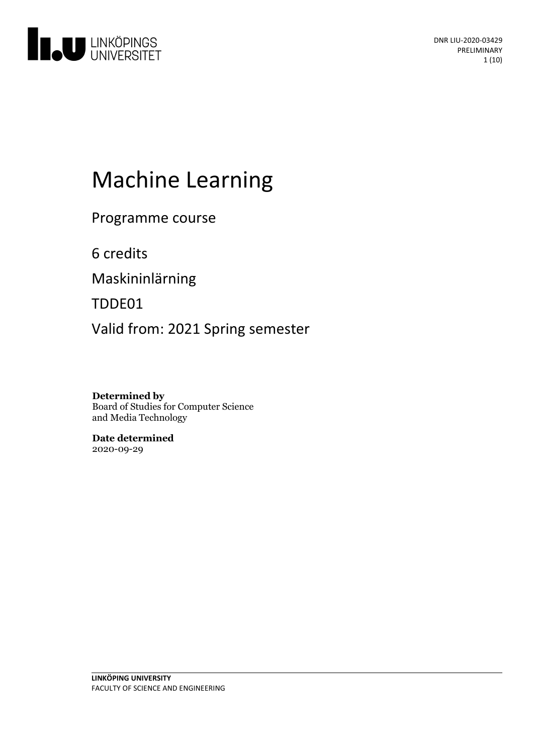DNR LIU-2020-03429
PRELIMINARY

# Machine Learning

Programme course

6 credits

Maskininlärning

TDDE01

Valid from: 2021 Spring semester

**Determined by**
Board of Studies for Computer Science and Media Technology

**Date determined**
2020-09-29

**LINKÖPING UNIVERSITY**
FACULTY OF SCIENCE AND ENGINEERING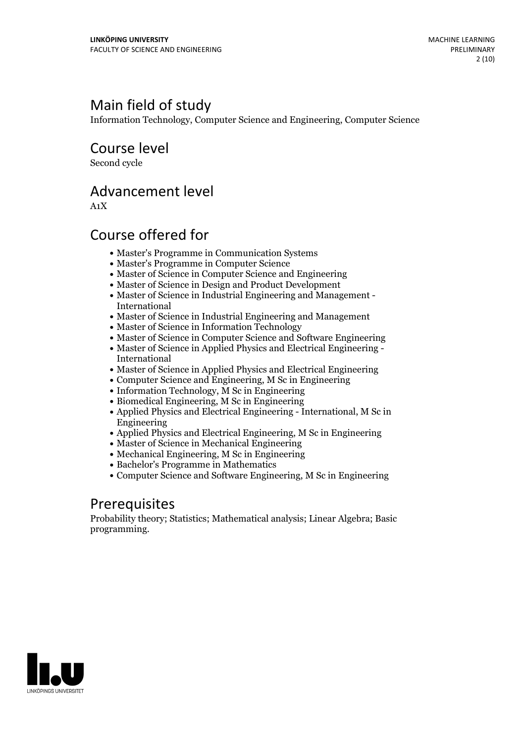## Main field of study

Information Technology, Computer Science and Engineering, Computer Science

## Course level

Second cycle

## Advancement level

A1X

## Course offered for

- Master's Programme in Communication Systems
- Master's Programme in Computer Science
- Master of Science in Computer Science and Engineering
- Master of Science in Design and Product Development
- Master of Science in Industrial Engineering and Management - International
- Master of Science in Industrial Engineering and Management
- Master of Science in Information Technology
- Master of Science in Computer Science and Software Engineering
- Master of Science in Applied Physics and Electrical Engineering - International
- Master of Science in Applied Physics and Electrical Engineering
- Computer Science and Engineering, M Sc in Engineering
- Information Technology, M Sc in Engineering
- Biomedical Engineering, M Sc in Engineering
- Applied Physics and Electrical Engineering - International, M Sc in Engineering
- Applied Physics and Electrical Engineering, M Sc in Engineering
- Master of Science in Mechanical Engineering
- Mechanical Engineering, M Sc in Engineering
- Bachelor's Programme in Mathematics
- Computer Science and Software Engineering, M Sc in Engineering

## Prerequisites

Probability theory; Statistics; Mathematical analysis; Linear Algebra; Basic programming.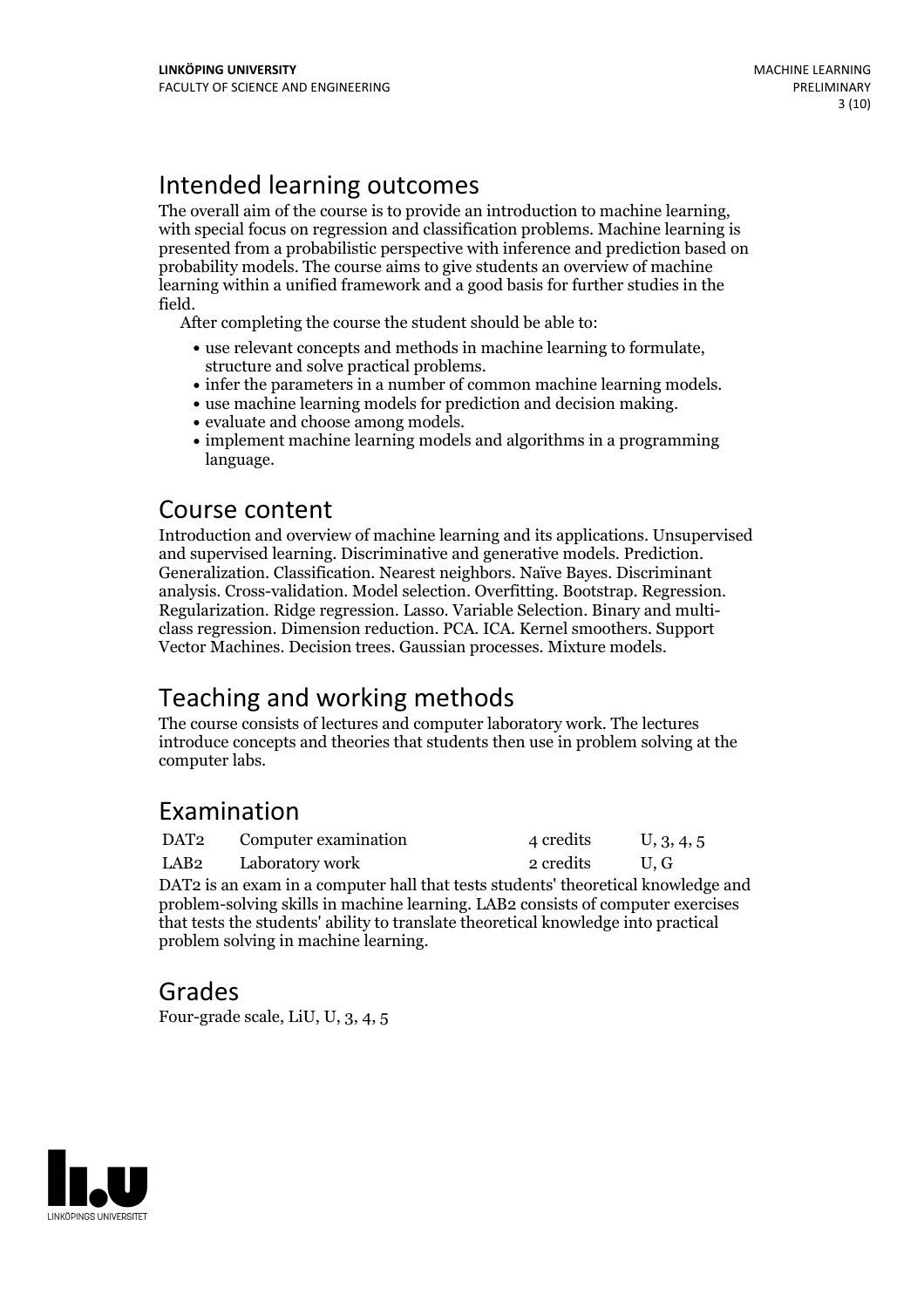## Intended learning outcomes

The overall aim of the course is to provide an introduction to machine learning, with special focus on regression and classification problems. Machine learning is presented from a probabilistic perspective with inference and prediction based on probability models. The course aims to give students an overview of machine learning within a unified framework and a good basis for further studies in the field.

After completing the course the student should be able to:

- use relevant concepts and methods in machine learning to formulate, structure and solve practical problems.
- infer the parameters in a number of common machine learning models.
- use machine learning models for prediction and decision making.
- evaluate and choose among models.
- implement machine learning models and algorithms in a programming language.

## Course content

Introduction and overview of machine learning and its applications. Unsupervised and supervised learning. Discriminative and generative models. Prediction. Generalization. Classification. Nearest neighbors. Naïve Bayes. Discriminant analysis. Cross-validation. Model selection. Overfitting. Bootstrap. Regression. Regularization. Ridge regression. Lasso. Variable Selection. Binary and multi-class regression. Dimension reduction. PCA. ICA. Kernel smoothers. Support Vector Machines. Decision trees. Gaussian processes. Mixture models.

## Teaching and working methods

The course consists of lectures and computer laboratory work. The lectures introduce concepts and theories that students then use in problem solving at the computer labs.

## Examination

| | | | |
|---|---|---|---|
| DAT2 | Computer examination | 4 credits | U, 3, 4, 5 |
| LAB2 | Laboratory work | 2 credits | U, G |

DAT2 is an exam in a computer hall that tests students' theoretical knowledge and problem-solving skills in machine learning. LAB2 consists of computer exercises that tests the students' ability to translate theoretical knowledge into practical problem solving in machine learning.

## Grades

Four-grade scale, LiU, U, 3, 4, 5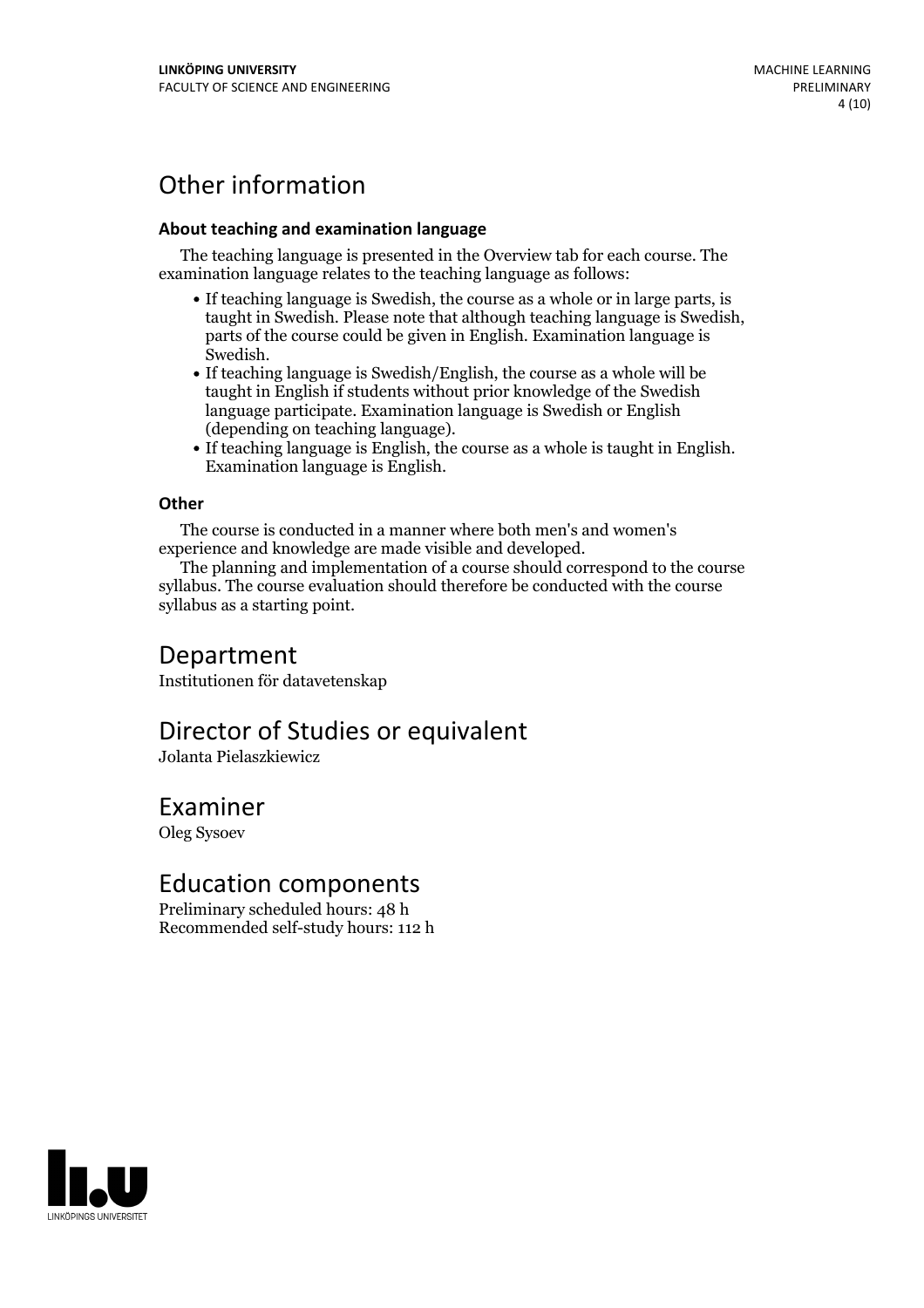# Other information

### About teaching and examination language

The teaching language is presented in the Overview tab for each course. The examination language relates to the teaching language as follows:

- If teaching language is Swedish, the course as a whole or in large parts, is taught in Swedish. Please note that although teaching language is Swedish, parts of the course could be given in English. Examination language is Swedish.
- If teaching language is Swedish/English, the course as a whole will be taught in English if students without prior knowledge of the Swedish language participate. Examination language is Swedish or English (depending on teaching language).
- If teaching language is English, the course as a whole is taught in English. Examination language is English.

### Other

The course is conducted in a manner where both men's and women's experience and knowledge are made visible and developed.

The planning and implementation of a course should correspond to the course syllabus. The course evaluation should therefore be conducted with the course syllabus as a starting point.

# Department

Institutionen för datavetenskap

# Director of Studies or equivalent

Jolanta Pielaszkiewicz

# Examiner

Oleg Sysoev

# Education components

Preliminary scheduled hours: 48 h
Recommended self-study hours: 112 h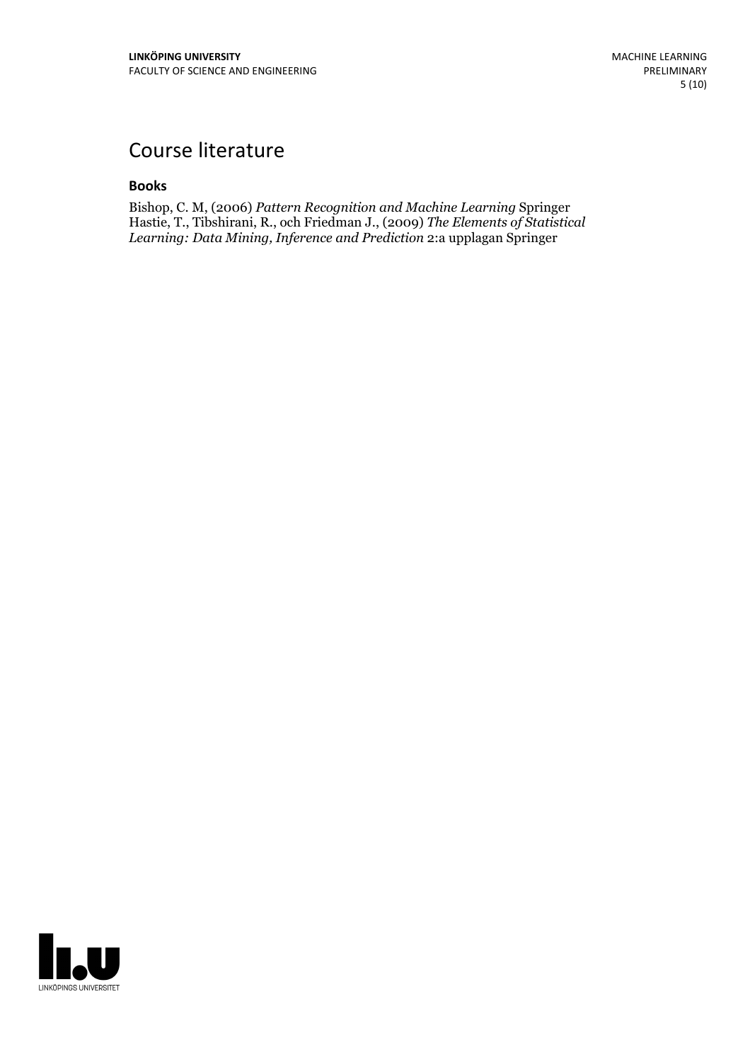# Course literature

### Books

Bishop, C. M, (2006) *Pattern Recognition and Machine Learning* Springer
Hastie, T., Tibshirani, R., och Friedman J., (2009) *The Elements of Statistical Learning: Data Mining, Inference and Prediction* 2:a upplagan Springer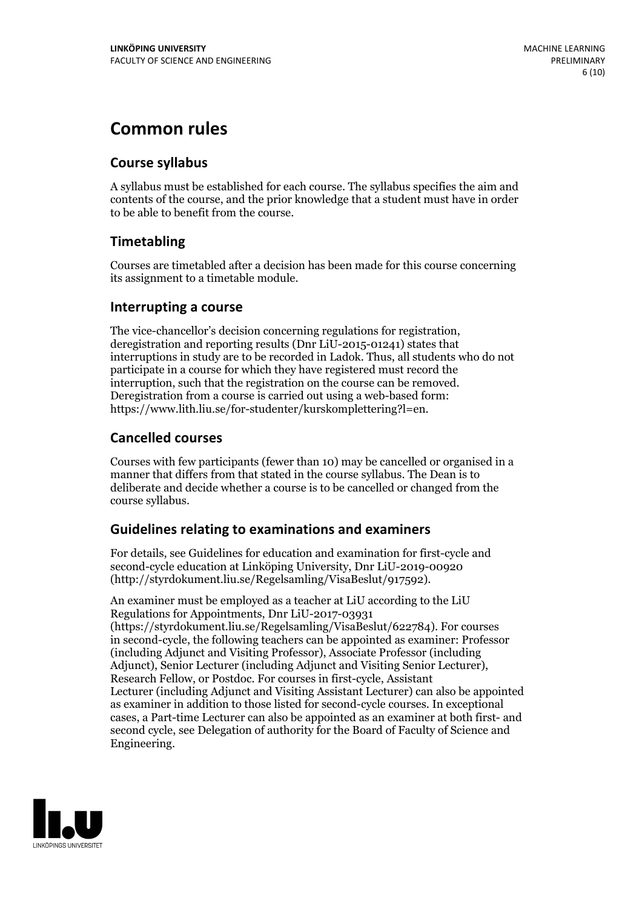# Common rules

## Course syllabus

A syllabus must be established for each course. The syllabus specifies the aim and contents of the course, and the prior knowledge that a student must have in order to be able to benefit from the course.

## Timetabling

Courses are timetabled after a decision has been made for this course concerning its assignment to a timetable module.

## Interrupting a course

The vice-chancellor's decision concerning regulations for registration, deregistration and reporting results (Dnr LiU-2015-01241) states that interruptions in study are to be recorded in Ladok. Thus, all students who do not participate in a course for which they have registered must record the interruption, such that the registration on the course can be removed. Deregistration from a course is carried out using a web-based form: https://www.lith.liu.se/for-studenter/kurskomplettering?l=en.

## Cancelled courses

Courses with few participants (fewer than 10) may be cancelled or organised in a manner that differs from that stated in the course syllabus. The Dean is to deliberate and decide whether a course is to be cancelled or changed from the course syllabus.

## Guidelines relating to examinations and examiners

For details, see Guidelines for education and examination for first-cycle and second-cycle education at Linköping University, Dnr LiU-2019-00920 (http://styrdokument.liu.se/Regelsamling/VisaBeslut/917592).

An examiner must be employed as a teacher at LiU according to the LiU Regulations for Appointments, Dnr LiU-2017-03931 (https://styrdokument.liu.se/Regelsamling/VisaBeslut/622784). For courses in second-cycle, the following teachers can be appointed as examiner: Professor (including Adjunct and Visiting Professor), Associate Professor (including Adjunct), Senior Lecturer (including Adjunct and Visiting Senior Lecturer), Research Fellow, or Postdoc. For courses in first-cycle, Assistant Lecturer (including Adjunct and Visiting Assistant Lecturer) can also be appointed as examiner in addition to those listed for second-cycle courses. In exceptional cases, a Part-time Lecturer can also be appointed as an examiner at both first- and second cycle, see Delegation of authority for the Board of Faculty of Science and Engineering.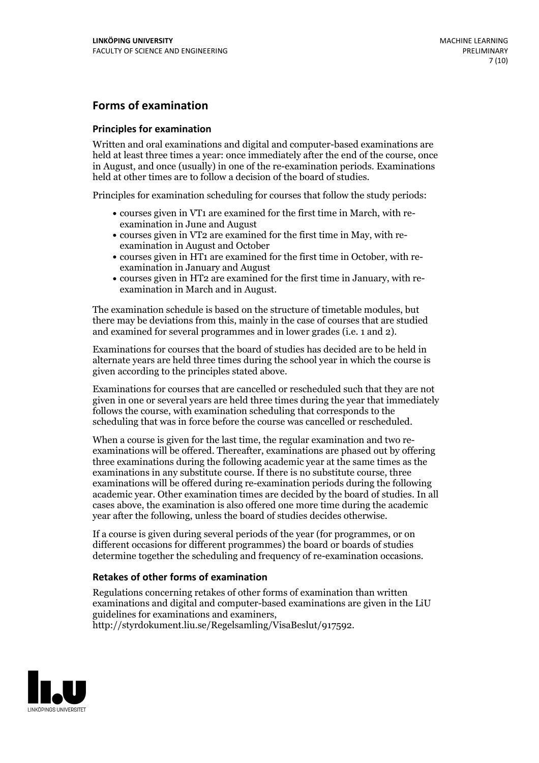## Forms of examination

### Principles for examination

Written and oral examinations and digital and computer-based examinations are held at least three times a year: once immediately after the end of the course, once in August, and once (usually) in one of the re-examination periods. Examinations held at other times are to follow a decision of the board of studies.

Principles for examination scheduling for courses that follow the study periods:

- courses given in VT1 are examined for the first time in March, with re-examination in June and August
- courses given in VT2 are examined for the first time in May, with re-examination in August and October
- courses given in HT1 are examined for the first time in October, with re-examination in January and August
- courses given in HT2 are examined for the first time in January, with re-examination in March and in August.

The examination schedule is based on the structure of timetable modules, but there may be deviations from this, mainly in the case of courses that are studied and examined for several programmes and in lower grades (i.e. 1 and 2).

Examinations for courses that the board of studies has decided are to be held in alternate years are held three times during the school year in which the course is given according to the principles stated above.

Examinations for courses that are cancelled or rescheduled such that they are not given in one or several years are held three times during the year that immediately follows the course, with examination scheduling that corresponds to the scheduling that was in force before the course was cancelled or rescheduled.

When a course is given for the last time, the regular examination and two re-examinations will be offered. Thereafter, examinations are phased out by offering three examinations during the following academic year at the same times as the examinations in any substitute course. If there is no substitute course, three examinations will be offered during re-examination periods during the following academic year. Other examination times are decided by the board of studies. In all cases above, the examination is also offered one more time during the academic year after the following, unless the board of studies decides otherwise.

If a course is given during several periods of the year (for programmes, or on different occasions for different programmes) the board or boards of studies determine together the scheduling and frequency of re-examination occasions.

### Retakes of other forms of examination

Regulations concerning retakes of other forms of examination than written examinations and digital and computer-based examinations are given in the LiU guidelines for examinations and examiners, http://styrdokument.liu.se/Regelsamling/VisaBeslut/917592.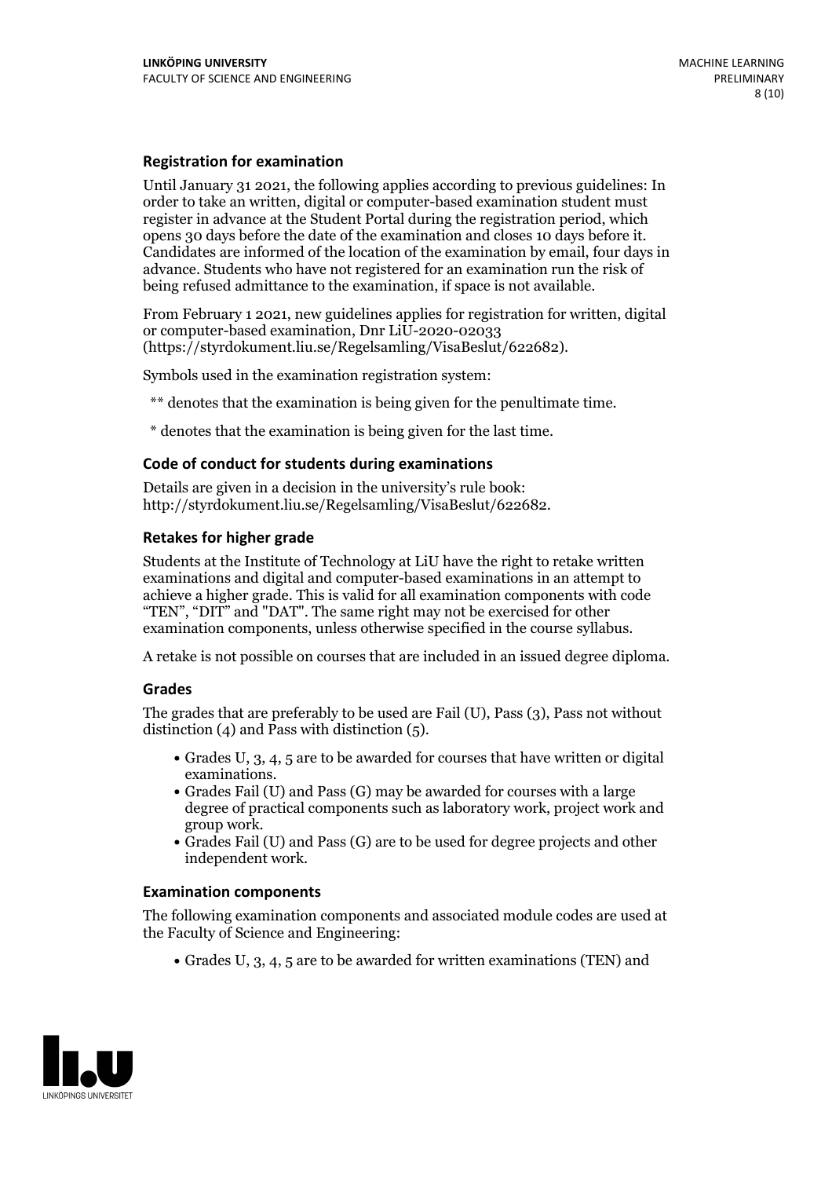### Registration for examination

Until January 31 2021, the following applies according to previous guidelines: In order to take an written, digital or computer-based examination student must register in advance at the Student Portal during the registration period, which opens 30 days before the date of the examination and closes 10 days before it. Candidates are informed of the location of the examination by email, four days in advance. Students who have not registered for an examination run the risk of being refused admittance to the examination, if space is not available.

From February 1 2021, new guidelines applies for registration for written, digital or computer-based examination, Dnr LiU-2020-02033 (https://styrdokument.liu.se/Regelsamling/VisaBeslut/622682).

Symbols used in the examination registration system:

** denotes that the examination is being given for the penultimate time.

* denotes that the examination is being given for the last time.

### Code of conduct for students during examinations

Details are given in a decision in the university's rule book: http://styrdokument.liu.se/Regelsamling/VisaBeslut/622682.

### Retakes for higher grade

Students at the Institute of Technology at LiU have the right to retake written examinations and digital and computer-based examinations in an attempt to achieve a higher grade. This is valid for all examination components with code "TEN", "DIT" and "DAT". The same right may not be exercised for other examination components, unless otherwise specified in the course syllabus.

A retake is not possible on courses that are included in an issued degree diploma.

### Grades

The grades that are preferably to be used are Fail (U), Pass (3), Pass not without distinction (4) and Pass with distinction (5).

- Grades U, 3, 4, 5 are to be awarded for courses that have written or digital examinations.
- Grades Fail (U) and Pass (G) may be awarded for courses with a large degree of practical components such as laboratory work, project work and group work.
- Grades Fail (U) and Pass (G) are to be used for degree projects and other independent work.

### Examination components

The following examination components and associated module codes are used at the Faculty of Science and Engineering:

- Grades U, 3, 4, 5 are to be awarded for written examinations (TEN) and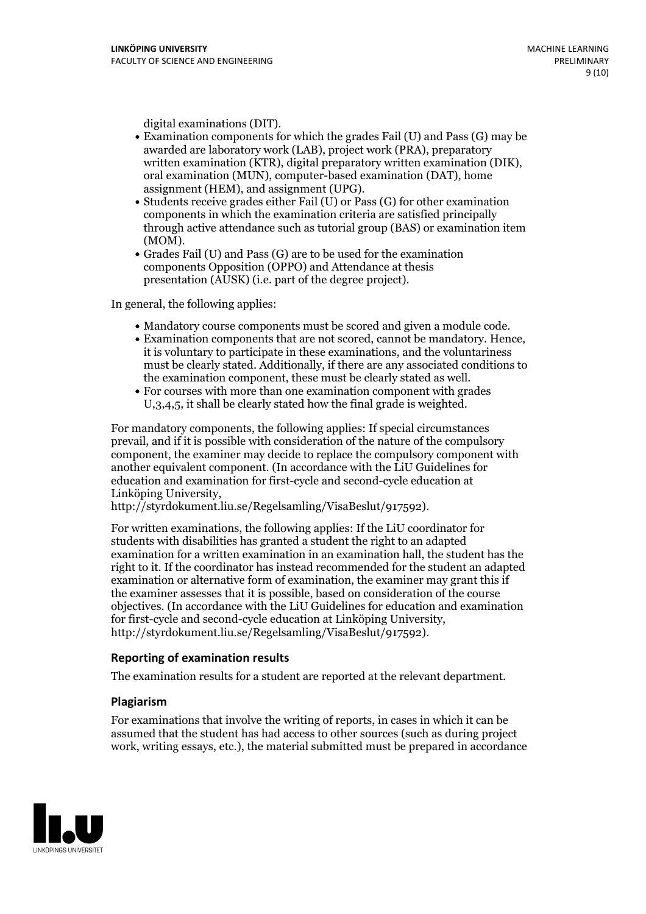digital examinations (DIT).

- Examination components for which the grades Fail (U) and Pass (G) may be awarded are laboratory work (LAB), project work (PRA), preparatory written examination (KTR), digital preparatory written examination (DIK), oral examination (MUN), computer-based examination (DAT), home assignment (HEM), and assignment (UPG).
- Students receive grades either Fail (U) or Pass (G) for other examination components in which the examination criteria are satisfied principally through active attendance such as tutorial group (BAS) or examination item (MOM).
- Grades Fail (U) and Pass (G) are to be used for the examination components Opposition (OPPO) and Attendance at thesis presentation (AUSK) (i.e. part of the degree project).

In general, the following applies:

- Mandatory course components must be scored and given a module code.
- Examination components that are not scored, cannot be mandatory. Hence, it is voluntary to participate in these examinations, and the voluntariness must be clearly stated. Additionally, if there are any associated conditions to the examination component, these must be clearly stated as well.
- For courses with more than one examination component with grades U,3,4,5, it shall be clearly stated how the final grade is weighted.

For mandatory components, the following applies: If special circumstances prevail, and if it is possible with consideration of the nature of the compulsory component, the examiner may decide to replace the compulsory component with another equivalent component. (In accordance with the LiU Guidelines for education and examination for first-cycle and second-cycle education at Linköping University, http://styrdokument.liu.se/Regelsamling/VisaBeslut/917592).

For written examinations, the following applies: If the LiU coordinator for students with disabilities has granted a student the right to an adapted examination for a written examination in an examination hall, the student has the right to it. If the coordinator has instead recommended for the student an adapted examination or alternative form of examination, the examiner may grant this if the examiner assesses that it is possible, based on consideration of the course objectives. (In accordance with the LiU Guidelines for education and examination for first-cycle and second-cycle education at Linköping University, http://styrdokument.liu.se/Regelsamling/VisaBeslut/917592).

### Reporting of examination results

The examination results for a student are reported at the relevant department.

### Plagiarism

For examinations that involve the writing of reports, in cases in which it can be assumed that the student has had access to other sources (such as during project work, writing essays, etc.), the material submitted must be prepared in accordance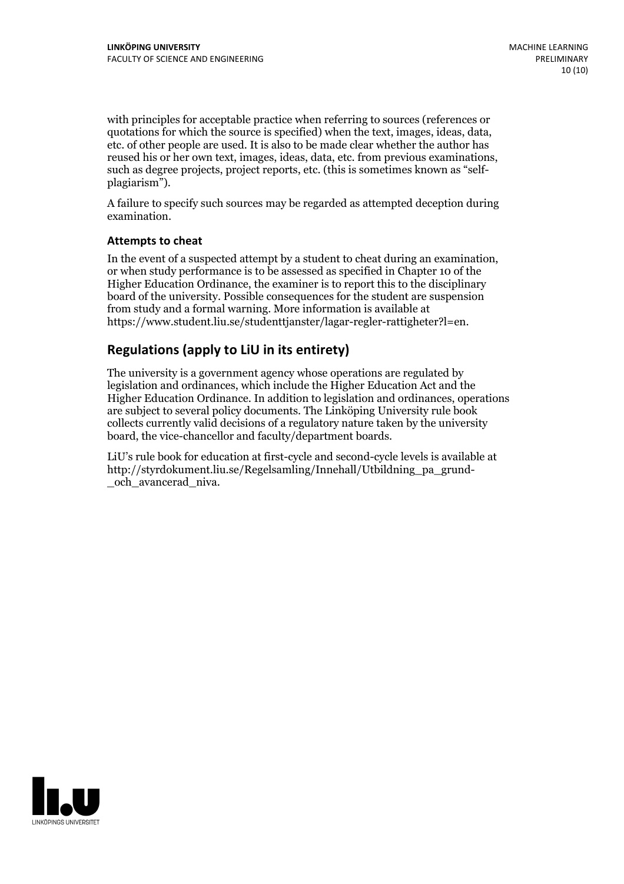with principles for acceptable practice when referring to sources (references or quotations for which the source is specified) when the text, images, ideas, data, etc. of other people are used. It is also to be made clear whether the author has reused his or her own text, images, ideas, data, etc. from previous examinations, such as degree projects, project reports, etc. (this is sometimes known as "self-plagiarism").

A failure to specify such sources may be regarded as attempted deception during examination.

### Attempts to cheat

In the event of a suspected attempt by a student to cheat during an examination, or when study performance is to be assessed as specified in Chapter 10 of the Higher Education Ordinance, the examiner is to report this to the disciplinary board of the university. Possible consequences for the student are suspension from study and a formal warning. More information is available at https://www.student.liu.se/studenttjanster/lagar-regler-rattigheter?l=en.

## Regulations (apply to LiU in its entirety)

The university is a government agency whose operations are regulated by legislation and ordinances, which include the Higher Education Act and the Higher Education Ordinance. In addition to legislation and ordinances, operations are subject to several policy documents. The Linköping University rule book collects currently valid decisions of a regulatory nature taken by the university board, the vice-chancellor and faculty/department boards.

LiU's rule book for education at first-cycle and second-cycle levels is available at http://styrdokument.liu.se/Regelsamling/Innehall/Utbildning_pa_grund-_och_avancerad_niva.